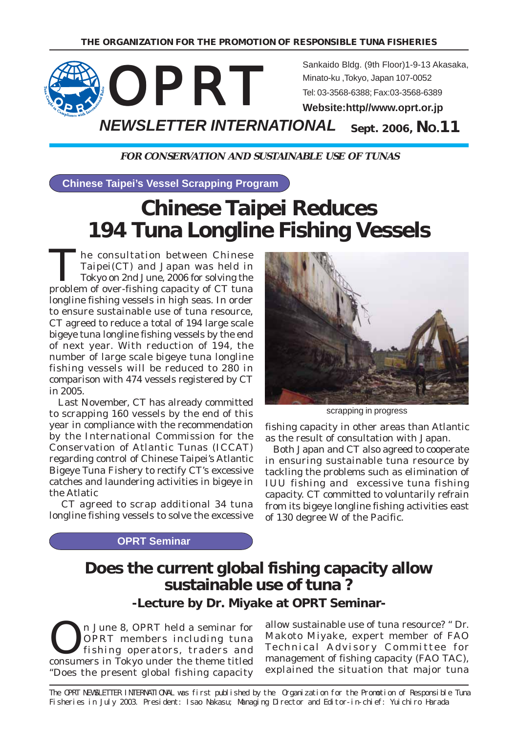**THE ORGANIZATION FOR THE PROMOTION OF RESPONSIBLE TUNA FISHERIES**

# OPRT

Sankaido Bldg. (9th Floor)1-9-13 Akasaka, Minato-ku ,Tokyo, Japan 107-0052
Tel: 03-3568-6388; Fax:03-3568-6389
**Website:http//www.oprt.or.jp**

## *NEWSLETTER INTERNATIONAL* Sept. 2006, No.11

***FOR CONSERVATION AND SUSTAINABLE USE OF TUNAS***

**Chinese Taipei's Vessel Scrapping Program**

# Chinese Taipei Reduces 194 Tuna Longline Fishing Vessels

The consultation between Chinese Taipei(CT) and Japan was held in Tokyo on 2nd June, 2006 for solving the problem of over-fishing capacity of CT tuna longline fishing vessels in high seas. In order to ensure sustainable use of tuna resource, CT agreed to reduce a total of 194 large scale bigeye tuna longline fishing vessels by the end of next year. With reduction of 194, the number of large scale bigeye tuna longline fishing vessels will be reduced to 280 in comparison with 474 vessels registered by CT in 2005.

Last November, CT has already committed to scrapping 160 vessels by the end of this year in compliance with the recommendation by the International Commission for the Conservation of Atlantic Tunas (ICCAT) regarding control of Chinese Taipei's Atlantic Bigeye Tuna Fishery to rectify CT's excessive catches and laundering activities in bigeye in the Atlatic

CT agreed to scrap additional 34 tuna longline fishing vessels to solve the excessive fishing capacity in other areas than Atlantic as the result of consultation with Japan.

scrapping in progress

Both Japan and CT also agreed to cooperate in ensuring sustainable tuna resource by tackling the problems such as elimination of IUU fishing and excessive tuna fishing capacity. CT committed to voluntarily refrain from its bigeye longline fishing activities east of 130 degree W of the Pacific.

**OPRT Seminar**

# Does the current global fishing capacity allow sustainable use of tuna ?

### -Lecture by Dr. Miyake at OPRT Seminar-

On June 8, OPRT held a seminar for OPRT members including tuna fishing operators, traders and consumers in Tokyo under the theme titled "Does the present global fishing capacity allow sustainable use of tuna resource? " Dr. Makoto Miyake, expert member of FAO Technical Advisory Committee for management of fishing capacity (FAO TAC), explained the situation that major tuna

The OPRT NEWSLETTER INTERNATIONAL was first published by the Organization for the Promotion of Responsible Tuna Fisheries in July 2003. President: Isao Nakasu; Managing Director and Editor-in-chief: Yuichiro Harada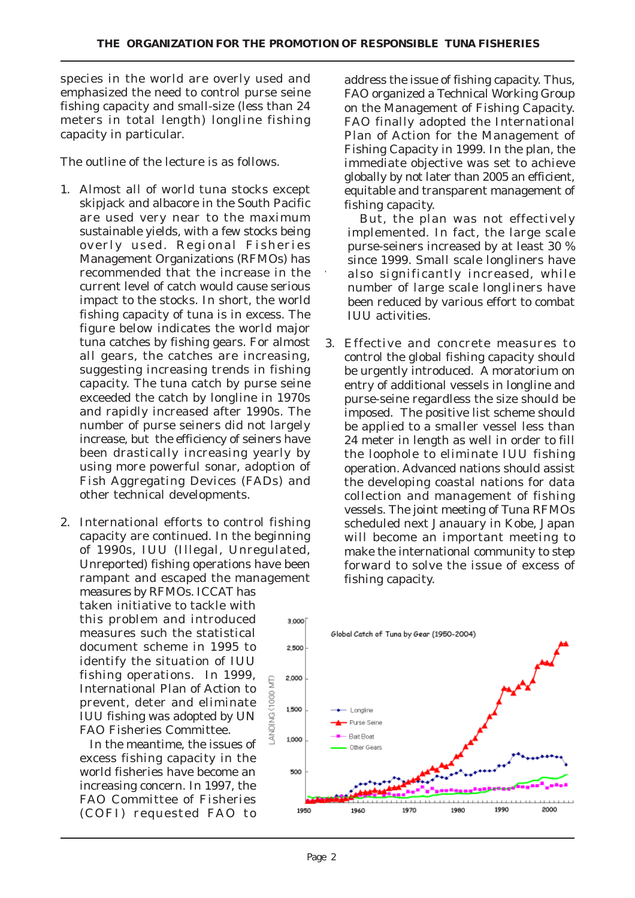species in the world are overly used and emphasized the need to control purse seine fishing capacity and small-size (less than 24 meters in total length) longline fishing capacity in particular.

The outline of the lecture is as follows.

1. Almost all of world tuna stocks except skipjack and albacore in the South Pacific are used very near to the maximum sustainable yields, with a few stocks being overly used. Regional Fisheries Management Organizations (RFMOs) has recommended that the increase in the current level of catch would cause serious impact to the stocks. In short, the world fishing capacity of tuna is in excess. The figure below indicates the world major tuna catches by fishing gears. For almost all gears, the catches are increasing, suggesting increasing trends in fishing capacity. The tuna catch by purse seine exceeded the catch by longline in 1970s and rapidly increased after 1990s. The number of purse seiners did not largely increase, but the efficiency of seiners have been drastically increasing yearly by using more powerful sonar, adoption of Fish Aggregating Devices (FADs) and other technical developments.

2. International efforts to control fishing capacity are continued. In the beginning of 1990s, IUU (Illegal, Unregulated, Unreported) fishing operations have been rampant and escaped the management measures by RFMOs. ICCAT has taken initiative to tackle with this problem and introduced measures such the statistical document scheme in 1995 to identify the situation of IUU fishing operations. In 1999, International Plan of Action to prevent, deter and eliminate IUU fishing was adopted by UN FAO Fisheries Committee.

   In the meantime, the issues of excess fishing capacity in the world fisheries have become an increasing concern. In 1997, the FAO Committee of Fisheries (COFI) requested FAO to address the issue of fishing capacity. Thus, FAO organized a Technical Working Group on the Management of Fishing Capacity. FAO finally adopted the International Plan of Action for the Management of Fishing Capacity in 1999. In the plan, the immediate objective was set to achieve globally by not later than 2005 an efficient, equitable and transparent management of fishing capacity.

   But, the plan was not effectively implemented. In fact, the large scale purse-seiners increased by at least 30 % since 1999. Small scale longliners have also significantly increased, while number of large scale longliners have been reduced by various effort to combat IUU activities.

3. Effective and concrete measures to control the global fishing capacity should be urgently introduced. A moratorium on entry of additional vessels in longline and purse-seine regardless the size should be imposed. The positive list scheme should be applied to a smaller vessel less than 24 meter in length as well in order to fill the loophole to eliminate IUU fishing operation. Advanced nations should assist the developing coastal nations for data collection and management of fishing vessels. The joint meeting of Tuna RFMOs scheduled next Janauary in Kobe, Japan will become an important meeting to make the international community to step forward to solve the issue of excess of fishing capacity.

Global Catch of Tuna by Gear (1950-2004)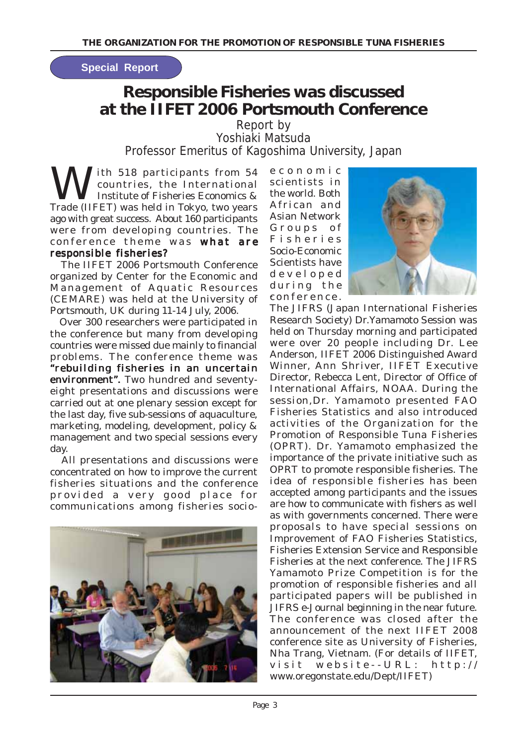**Special Report**

# Responsible Fisheries was discussed at the IIFET 2006 Portsmouth Conference

Report by
Yoshiaki Matsuda
Professor Emeritus of Kagoshima University, Japan

With 518 participants from 54 countries, the International Institute of Fisheries Economics & Trade (IIFET) was held in Tokyo, two years ago with great success. About 160 participants were from developing countries. The conference theme was **what are responsible fisheries?**

The IIFET 2006 Portsmouth Conference organized by Center for the Economic and Management of Aquatic Resources (CEMARE) was held at the University of Portsmouth, UK during 11-14 July, 2006.

Over 300 researchers were participated in the conference but many from developing countries were missed due mainly to financial problems. The conference theme was **"rebuilding fisheries in an uncertain environment".** Two hundred and seventy-eight presentations and discussions were carried out at one plenary session except for the last day, five sub-sessions of aquaculture, marketing, modeling, development, policy & management and two special sessions every day.

All presentations and discussions were concentrated on how to improve the current fisheries situations and the conference provided a very good place for communications among fisheries socio-economic scientists in the world. Both African and Asian Network Groups of Fisheries Socio-Economic Scientists have developed during the conference.

The JIFRS (Japan International Fisheries Research Society) Dr.Yamamoto Session was held on Thursday morning and participated were over 20 people including Dr. Lee Anderson, IIFET 2006 Distinguished Award Winner, Ann Shriver, IIFET Executive Director, Rebecca Lent, Director of Office of International Affairs, NOAA. During the session,Dr. Yamamoto presented FAO Fisheries Statistics and also introduced activities of the Organization for the Promotion of Responsible Tuna Fisheries (OPRT). Dr. Yamamoto emphasized the importance of the private initiative such as OPRT to promote responsible fisheries. The idea of responsible fisheries has been accepted among participants and the issues are how to communicate with fishers as well as with governments concerned. There were proposals to have special sessions on Improvement of FAO Fisheries Statistics, Fisheries Extension Service and Responsible Fisheries at the next conference. The JIFRS Yamamoto Prize Competition is for the promotion of responsible fisheries and all participated papers will be published in JIFRS e-Journal beginning in the near future. The conference was closed after the announcement of the next IIFET 2008 conference site as University of Fisheries, Nha Trang, Vietnam. (For details of IIFET, visit website--URL: http://www.oregonstate.edu/Dept/IIFET)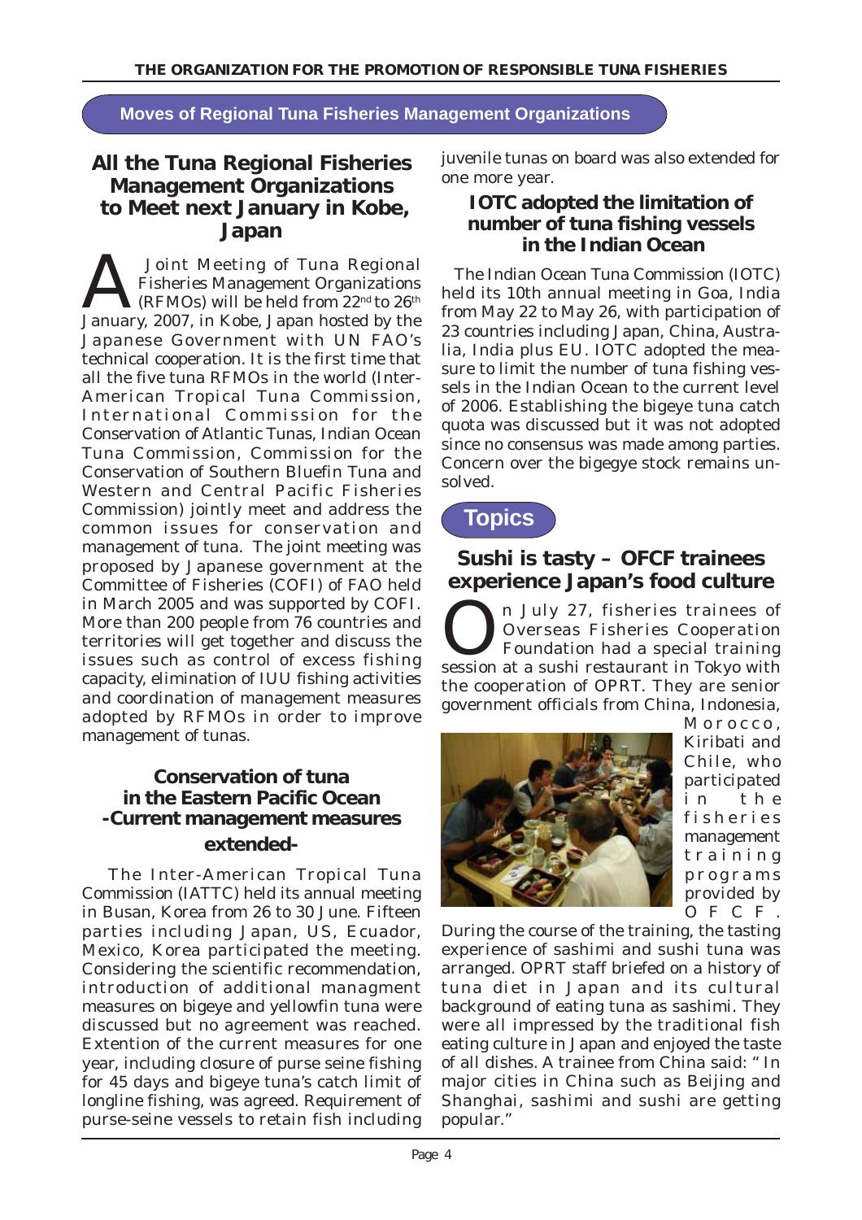## Moves of Regional Tuna Fisheries Management Organizations

### All the Tuna Regional Fisheries Management Organizations to Meet next January in Kobe, Japan

A Joint Meeting of Tuna Regional Fisheries Management Organizations (RFMOs) will be held from 22nd to 26th January, 2007, in Kobe, Japan hosted by the Japanese Government with UN FAO's technical cooperation. It is the first time that all the five tuna RFMOs in the world (Inter-American Tropical Tuna Commission, International Commission for the Conservation of Atlantic Tunas, Indian Ocean Tuna Commission, Commission for the Conservation of Southern Bluefin Tuna and Western and Central Pacific Fisheries Commission) jointly meet and address the common issues for conservation and management of tuna. The joint meeting was proposed by Japanese government at the Committee of Fisheries (COFI) of FAO held in March 2005 and was supported by COFI. More than 200 people from 76 countries and territories will get together and discuss the issues such as control of excess fishing capacity, elimination of IUU fishing activities and coordination of management measures adopted by RFMOs in order to improve management of tunas.

### Conservation of tuna in the Eastern Pacific Ocean -Current management measures extended-

The Inter-American Tropical Tuna Commission (IATTC) held its annual meeting in Busan, Korea from 26 to 30 June. Fifteen parties including Japan, US, Ecuador, Mexico, Korea participated the meeting. Considering the scientific recommendation, introduction of additional managment measures on bigeye and yellowfin tuna were discussed but no agreement was reached. Extention of the current measures for one year, including closure of purse seine fishing for 45 days and bigeye tuna's catch limit of longline fishing, was agreed. Requirement of purse-seine vessels to retain fish including juvenile tunas on board was also extended for one more year.

### IOTC adopted the limitation of number of tuna fishing vessels in the Indian Ocean

The Indian Ocean Tuna Commission (IOTC) held its 10th annual meeting in Goa, India from May 22 to May 26, with participation of 23 countries including Japan, China, Australia, India plus EU. IOTC adopted the measure to limit the number of tuna fishing vessels in the Indian Ocean to the current level of 2006. Establishing the bigeye tuna catch quota was discussed but it was not adopted since no consensus was made among parties. Concern over the bigegye stock remains unsolved.

## Topics

### Sushi is tasty – OFCF trainees experience Japan's food culture

On July 27, fisheries trainees of Overseas Fisheries Cooperation Foundation had a special training session at a sushi restaurant in Tokyo with the cooperation of OPRT. They are senior government officials from China, Indonesia, Morocco, Kiribati and Chile, who participated in the fisheries management training programs provided by OFCF. During the course of the training, the tasting experience of sashimi and sushi tuna was arranged. OPRT staff briefed on a history of tuna diet in Japan and its cultural background of eating tuna as sashimi. They were all impressed by the traditional fish eating culture in Japan and enjoyed the taste of all dishes. A trainee from China said: " In major cities in China such as Beijing and Shanghai, sashimi and sushi are getting popular."